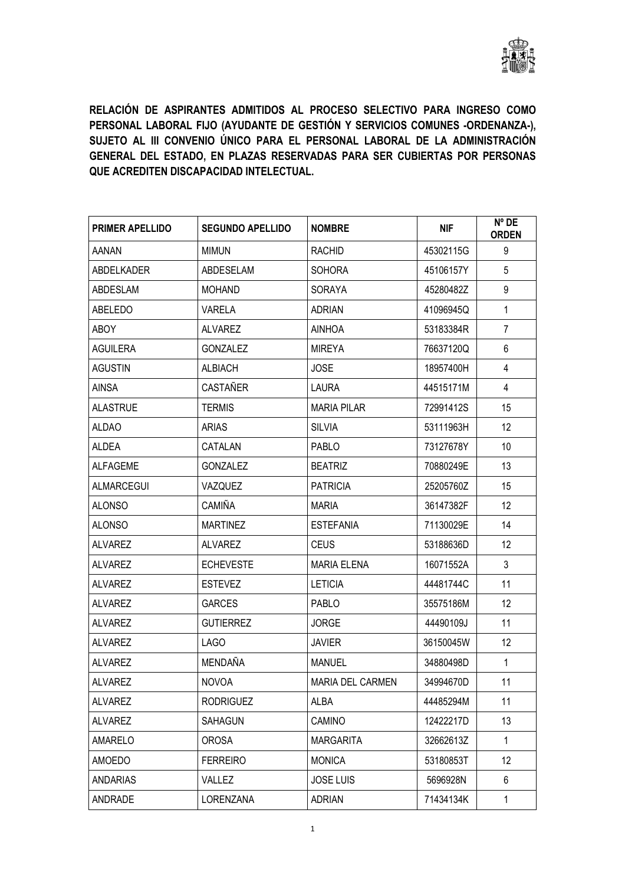**RELACIÓN DE ASPIRANTES ADMITIDOS AL PROCESO SELECTIVO PARA INGRESO COMO PERSONAL LABORAL FIJO (AYUDANTE DE GESTIÓN Y SERVICIOS COMUNES -ORDENANZA-), SUJETO AL III CONVENIO ÚNICO PARA EL PERSONAL LABORAL DE LA ADMINISTRACIÓN GENERAL DEL ESTADO, EN PLAZAS RESERVADAS PARA SER CUBIERTAS POR PERSONAS QUE ACREDITEN DISCAPACIDAD INTELECTUAL.**

| PRIMER APELLIDO | SEGUNDO APELLIDO | NOMBRE | NIF | Nº DE ORDEN |
|---|---|---|---|---|
| AANAN | MIMUN | RACHID | 45302115G | 9 |
| ABDELKADER | ABDESELAM | SOHORA | 45106157Y | 5 |
| ABDESLAM | MOHAND | SORAYA | 45280482Z | 9 |
| ABELEDO | VARELA | ADRIAN | 41096945Q | 1 |
| ABOY | ALVAREZ | AINHOA | 53183384R | 7 |
| AGUILERA | GONZALEZ | MIREYA | 76637120Q | 6 |
| AGUSTIN | ALBIACH | JOSE | 18957400H | 4 |
| AINSA | CASTAÑER | LAURA | 44515171M | 4 |
| ALASTRUE | TERMIS | MARIA PILAR | 72991412S | 15 |
| ALDAO | ARIAS | SILVIA | 53111963H | 12 |
| ALDEA | CATALAN | PABLO | 73127678Y | 10 |
| ALFAGEME | GONZALEZ | BEATRIZ | 70880249E | 13 |
| ALMARCEGUI | VAZQUEZ | PATRICIA | 25205760Z | 15 |
| ALONSO | CAMIÑA | MARIA | 36147382F | 12 |
| ALONSO | MARTINEZ | ESTEFANIA | 71130029E | 14 |
| ALVAREZ | ALVAREZ | CEUS | 53188636D | 12 |
| ALVAREZ | ECHEVESTE | MARIA ELENA | 16071552A | 3 |
| ALVAREZ | ESTEVEZ | LETICIA | 44481744C | 11 |
| ALVAREZ | GARCES | PABLO | 35575186M | 12 |
| ALVAREZ | GUTIERREZ | JORGE | 44490109J | 11 |
| ALVAREZ | LAGO | JAVIER | 36150045W | 12 |
| ALVAREZ | MENDAÑA | MANUEL | 34880498D | 1 |
| ALVAREZ | NOVOA | MARIA DEL CARMEN | 34994670D | 11 |
| ALVAREZ | RODRIGUEZ | ALBA | 44485294M | 11 |
| ALVAREZ | SAHAGUN | CAMINO | 12422217D | 13 |
| AMARELO | OROSA | MARGARITA | 32662613Z | 1 |
| AMOEDO | FERREIRO | MONICA | 53180853T | 12 |
| ANDARIAS | VALLEZ | JOSE LUIS | 5696928N | 6 |
| ANDRADE | LORENZANA | ADRIAN | 71434134K | 1 |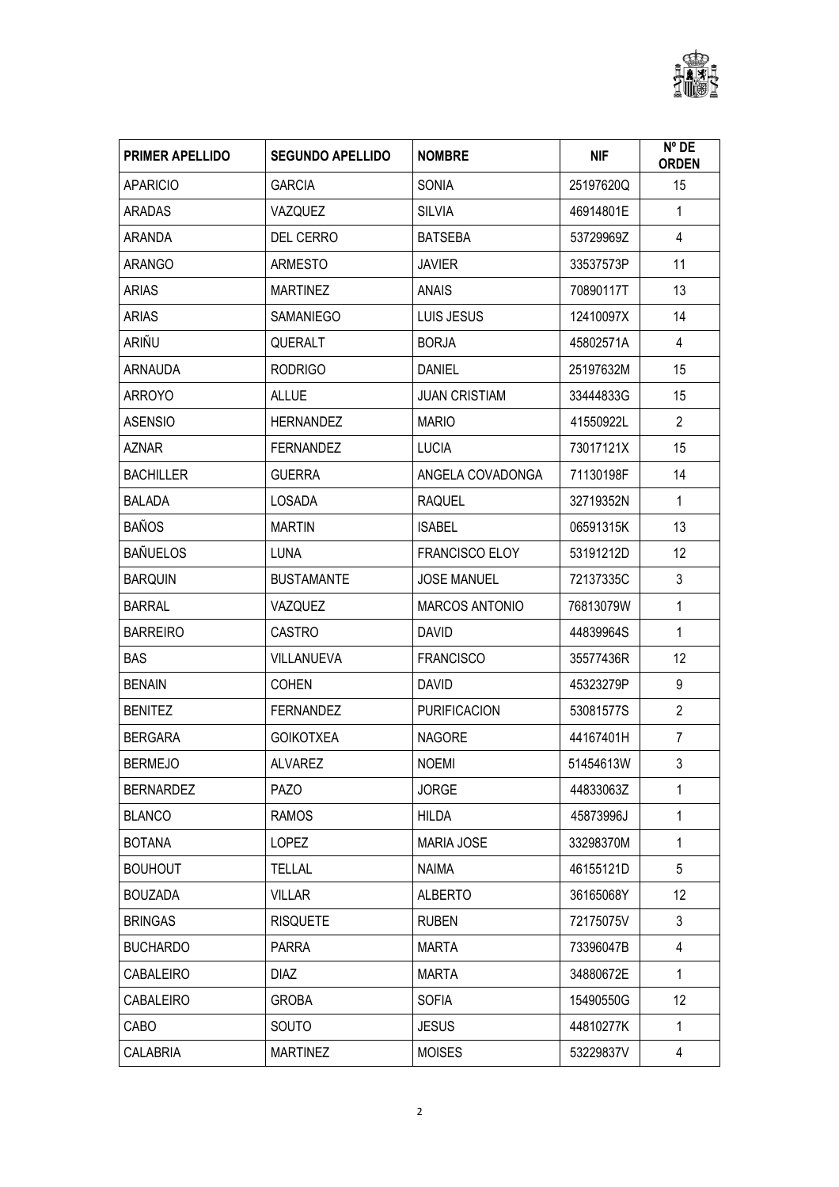| PRIMER APELLIDO | SEGUNDO APELLIDO | NOMBRE | NIF | Nº DE ORDEN |
|---|---|---|---|---|
| APARICIO | GARCIA | SONIA | 25197620Q | 15 |
| ARADAS | VAZQUEZ | SILVIA | 46914801E | 1 |
| ARANDA | DEL CERRO | BATSEBA | 53729969Z | 4 |
| ARANGO | ARMESTO | JAVIER | 33537573P | 11 |
| ARIAS | MARTINEZ | ANAIS | 70890117T | 13 |
| ARIAS | SAMANIEGO | LUIS JESUS | 12410097X | 14 |
| ARIÑU | QUERALT | BORJA | 45802571A | 4 |
| ARNAUDA | RODRIGO | DANIEL | 25197632M | 15 |
| ARROYO | ALLUE | JUAN CRISTIAM | 33444833G | 15 |
| ASENSIO | HERNANDEZ | MARIO | 41550922L | 2 |
| AZNAR | FERNANDEZ | LUCIA | 73017121X | 15 |
| BACHILLER | GUERRA | ANGELA COVADONGA | 71130198F | 14 |
| BALADA | LOSADA | RAQUEL | 32719352N | 1 |
| BAÑOS | MARTIN | ISABEL | 06591315K | 13 |
| BAÑUELOS | LUNA | FRANCISCO ELOY | 53191212D | 12 |
| BARQUIN | BUSTAMANTE | JOSE MANUEL | 72137335C | 3 |
| BARRAL | VAZQUEZ | MARCOS ANTONIO | 76813079W | 1 |
| BARREIRO | CASTRO | DAVID | 44839964S | 1 |
| BAS | VILLANUEVA | FRANCISCO | 35577436R | 12 |
| BENAIN | COHEN | DAVID | 45323279P | 9 |
| BENITEZ | FERNANDEZ | PURIFICACION | 53081577S | 2 |
| BERGARA | GOIKOTXEA | NAGORE | 44167401H | 7 |
| BERMEJO | ALVAREZ | NOEMI | 51454613W | 3 |
| BERNARDEZ | PAZO | JORGE | 44833063Z | 1 |
| BLANCO | RAMOS | HILDA | 45873996J | 1 |
| BOTANA | LOPEZ | MARIA JOSE | 33298370M | 1 |
| BOUHOUT | TELLAL | NAIMA | 46155121D | 5 |
| BOUZADA | VILLAR | ALBERTO | 36165068Y | 12 |
| BRINGAS | RISQUETE | RUBEN | 72175075V | 3 |
| BUCHARDO | PARRA | MARTA | 73396047B | 4 |
| CABALEIRO | DIAZ | MARTA | 34880672E | 1 |
| CABALEIRO | GROBA | SOFIA | 15490550G | 12 |
| CABO | SOUTO | JESUS | 44810277K | 1 |
| CALABRIA | MARTINEZ | MOISES | 53229837V | 4 |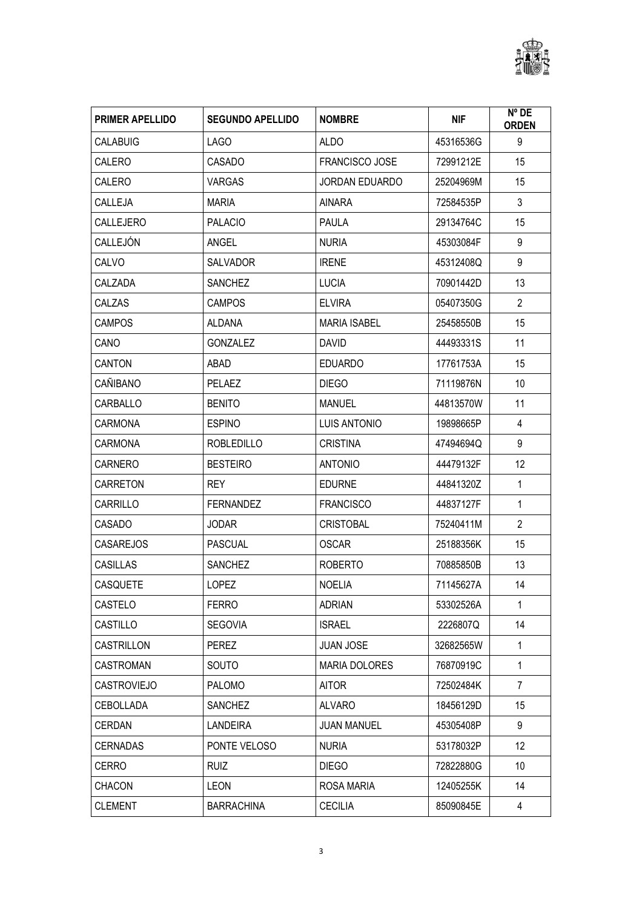| PRIMER APELLIDO | SEGUNDO APELLIDO | NOMBRE | NIF | Nº DE ORDEN |
|---|---|---|---|---|
| CALABUIG | LAGO | ALDO | 45316536G | 9 |
| CALERO | CASADO | FRANCISCO JOSE | 72991212E | 15 |
| CALERO | VARGAS | JORDAN EDUARDO | 25204969M | 15 |
| CALLEJA | MARIA | AINARA | 72584535P | 3 |
| CALLEJERO | PALACIO | PAULA | 29134764C | 15 |
| CALLEJÓN | ANGEL | NURIA | 45303084F | 9 |
| CALVO | SALVADOR | IRENE | 45312408Q | 9 |
| CALZADA | SANCHEZ | LUCIA | 70901442D | 13 |
| CALZAS | CAMPOS | ELVIRA | 05407350G | 2 |
| CAMPOS | ALDANA | MARIA ISABEL | 25458550B | 15 |
| CANO | GONZALEZ | DAVID | 44493331S | 11 |
| CANTON | ABAD | EDUARDO | 17761753A | 15 |
| CAÑIBANO | PELAEZ | DIEGO | 71119876N | 10 |
| CARBALLO | BENITO | MANUEL | 44813570W | 11 |
| CARMONA | ESPINO | LUIS ANTONIO | 19898665P | 4 |
| CARMONA | ROBLEDILLO | CRISTINA | 47494694Q | 9 |
| CARNERO | BESTEIRO | ANTONIO | 44479132F | 12 |
| CARRETON | REY | EDURNE | 44841320Z | 1 |
| CARRILLO | FERNANDEZ | FRANCISCO | 44837127F | 1 |
| CASADO | JODAR | CRISTOBAL | 75240411M | 2 |
| CASAREJOS | PASCUAL | OSCAR | 25188356K | 15 |
| CASILLAS | SANCHEZ | ROBERTO | 70885850B | 13 |
| CASQUETE | LOPEZ | NOELIA | 71145627A | 14 |
| CASTELO | FERRO | ADRIAN | 53302526A | 1 |
| CASTILLO | SEGOVIA | ISRAEL | 2226807Q | 14 |
| CASTRILLON | PEREZ | JUAN JOSE | 32682565W | 1 |
| CASTROMAN | SOUTO | MARIA DOLORES | 76870919C | 1 |
| CASTROVIEJO | PALOMO | AITOR | 72502484K | 7 |
| CEBOLLADA | SANCHEZ | ALVARO | 18456129D | 15 |
| CERDAN | LANDEIRA | JUAN MANUEL | 45305408P | 9 |
| CERNADAS | PONTE VELOSO | NURIA | 53178032P | 12 |
| CERRO | RUIZ | DIEGO | 72822880G | 10 |
| CHACON | LEON | ROSA MARIA | 12405255K | 14 |
| CLEMENT | BARRACHINA | CECILIA | 85090845E | 4 |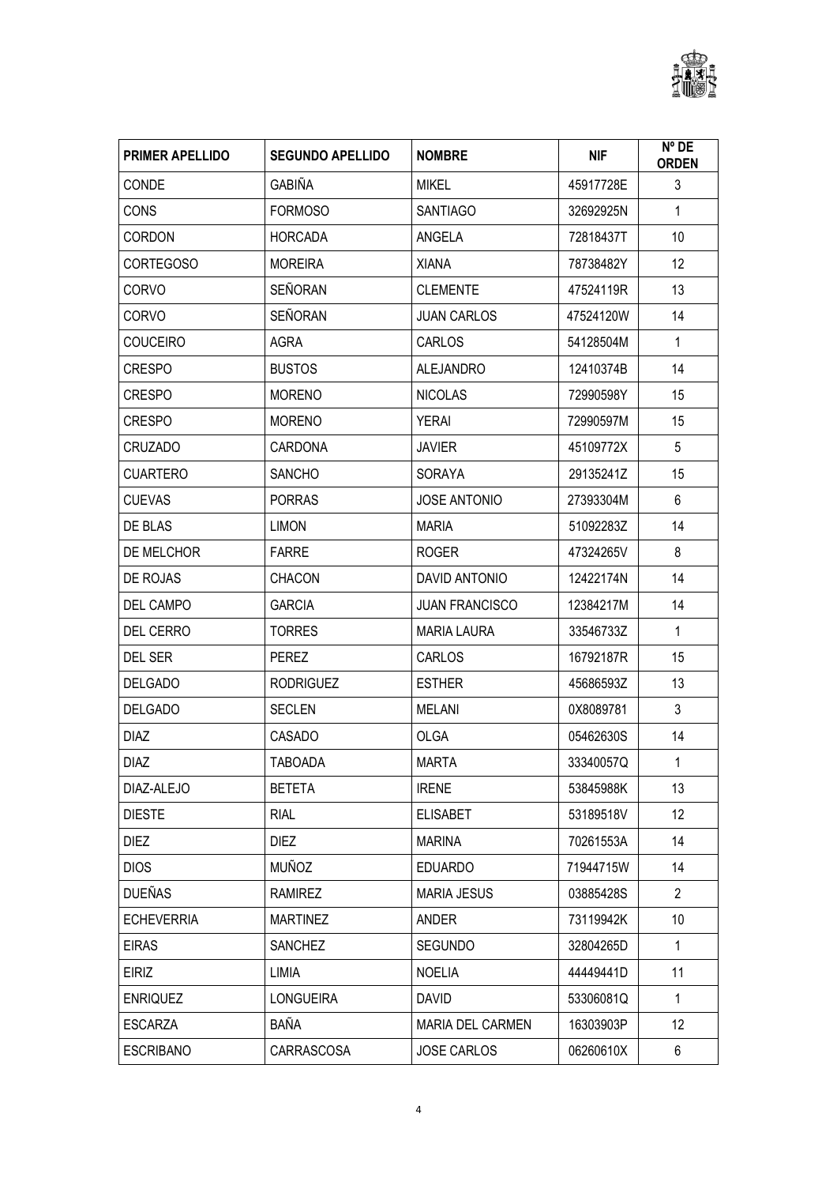| PRIMER APELLIDO | SEGUNDO APELLIDO | NOMBRE | NIF | Nº DE ORDEN |
|---|---|---|---|---|
| CONDE | GABIÑA | MIKEL | 45917728E | 3 |
| CONS | FORMOSO | SANTIAGO | 32692925N | 1 |
| CORDON | HORCADA | ANGELA | 72818437T | 10 |
| CORTEGOSO | MOREIRA | XIANA | 78738482Y | 12 |
| CORVO | SEÑORAN | CLEMENTE | 47524119R | 13 |
| CORVO | SEÑORAN | JUAN CARLOS | 47524120W | 14 |
| COUCEIRO | AGRA | CARLOS | 54128504M | 1 |
| CRESPO | BUSTOS | ALEJANDRO | 12410374B | 14 |
| CRESPO | MORENO | NICOLAS | 72990598Y | 15 |
| CRESPO | MORENO | YERAI | 72990597M | 15 |
| CRUZADO | CARDONA | JAVIER | 45109772X | 5 |
| CUARTERO | SANCHO | SORAYA | 29135241Z | 15 |
| CUEVAS | PORRAS | JOSE ANTONIO | 27393304M | 6 |
| DE BLAS | LIMON | MARIA | 51092283Z | 14 |
| DE MELCHOR | FARRE | ROGER | 47324265V | 8 |
| DE ROJAS | CHACON | DAVID ANTONIO | 12422174N | 14 |
| DEL CAMPO | GARCIA | JUAN FRANCISCO | 12384217M | 14 |
| DEL CERRO | TORRES | MARIA LAURA | 33546733Z | 1 |
| DEL SER | PEREZ | CARLOS | 16792187R | 15 |
| DELGADO | RODRIGUEZ | ESTHER | 45686593Z | 13 |
| DELGADO | SECLEN | MELANI | 0X8089781 | 3 |
| DIAZ | CASADO | OLGA | 05462630S | 14 |
| DIAZ | TABOADA | MARTA | 33340057Q | 1 |
| DIAZ-ALEJO | BETETA | IRENE | 53845988K | 13 |
| DIESTE | RIAL | ELISABET | 53189518V | 12 |
| DIEZ | DIEZ | MARINA | 70261553A | 14 |
| DIOS | MUÑOZ | EDUARDO | 71944715W | 14 |
| DUEÑAS | RAMIREZ | MARIA JESUS | 03885428S | 2 |
| ECHEVERRIA | MARTINEZ | ANDER | 73119942K | 10 |
| EIRAS | SANCHEZ | SEGUNDO | 32804265D | 1 |
| EIRIZ | LIMIA | NOELIA | 44449441D | 11 |
| ENRIQUEZ | LONGUEIRA | DAVID | 53306081Q | 1 |
| ESCARZA | BAÑA | MARIA DEL CARMEN | 16303903P | 12 |
| ESCRIBANO | CARRASCOSA | JOSE CARLOS | 06260610X | 6 |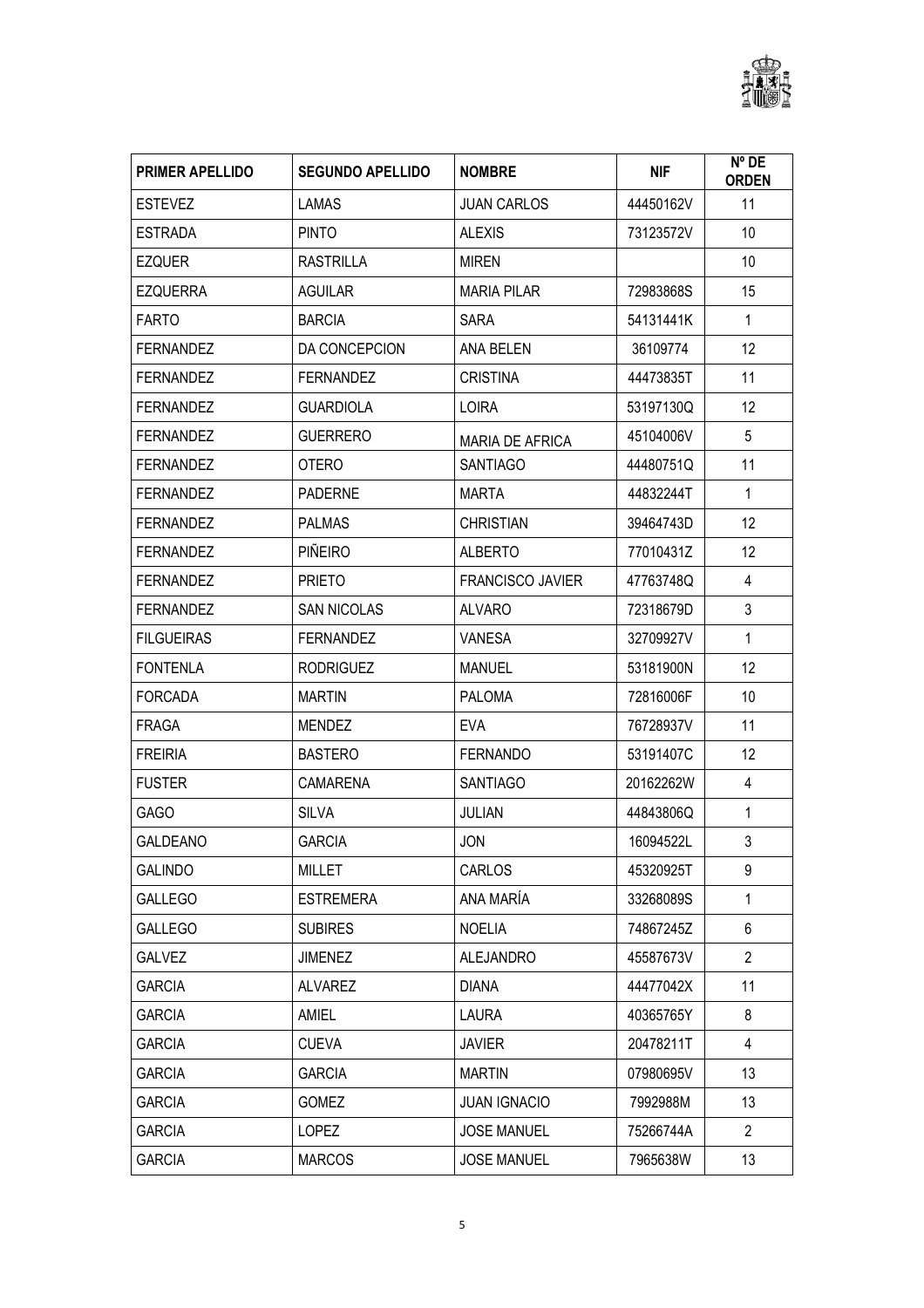| PRIMER APELLIDO | SEGUNDO APELLIDO | NOMBRE | NIF | Nº DE ORDEN |
|---|---|---|---|---|
| ESTEVEZ | LAMAS | JUAN CARLOS | 44450162V | 11 |
| ESTRADA | PINTO | ALEXIS | 73123572V | 10 |
| EZQUER | RASTRILLA | MIREN | | 10 |
| EZQUERRA | AGUILAR | MARIA PILAR | 72983868S | 15 |
| FARTO | BARCIA | SARA | 54131441K | 1 |
| FERNANDEZ | DA CONCEPCION | ANA BELEN | 36109774 | 12 |
| FERNANDEZ | FERNANDEZ | CRISTINA | 44473835T | 11 |
| FERNANDEZ | GUARDIOLA | LOIRA | 53197130Q | 12 |
| FERNANDEZ | GUERRERO | MARIA DE AFRICA | 45104006V | 5 |
| FERNANDEZ | OTERO | SANTIAGO | 44480751Q | 11 |
| FERNANDEZ | PADERNE | MARTA | 44832244T | 1 |
| FERNANDEZ | PALMAS | CHRISTIAN | 39464743D | 12 |
| FERNANDEZ | PIÑEIRO | ALBERTO | 77010431Z | 12 |
| FERNANDEZ | PRIETO | FRANCISCO JAVIER | 47763748Q | 4 |
| FERNANDEZ | SAN NICOLAS | ALVARO | 72318679D | 3 |
| FILGUEIRAS | FERNANDEZ | VANESA | 32709927V | 1 |
| FONTENLA | RODRIGUEZ | MANUEL | 53181900N | 12 |
| FORCADA | MARTIN | PALOMA | 72816006F | 10 |
| FRAGA | MENDEZ | EVA | 76728937V | 11 |
| FREIRIA | BASTERO | FERNANDO | 53191407C | 12 |
| FUSTER | CAMARENA | SANTIAGO | 20162262W | 4 |
| GAGO | SILVA | JULIAN | 44843806Q | 1 |
| GALDEANO | GARCIA | JON | 16094522L | 3 |
| GALINDO | MILLET | CARLOS | 45320925T | 9 |
| GALLEGO | ESTREMERA | ANA MARÍA | 33268089S | 1 |
| GALLEGO | SUBIRES | NOELIA | 74867245Z | 6 |
| GALVEZ | JIMENEZ | ALEJANDRO | 45587673V | 2 |
| GARCIA | ALVAREZ | DIANA | 44477042X | 11 |
| GARCIA | AMIEL | LAURA | 40365765Y | 8 |
| GARCIA | CUEVA | JAVIER | 20478211T | 4 |
| GARCIA | GARCIA | MARTIN | 07980695V | 13 |
| GARCIA | GOMEZ | JUAN IGNACIO | 7992988M | 13 |
| GARCIA | LOPEZ | JOSE MANUEL | 75266744A | 2 |
| GARCIA | MARCOS | JOSE MANUEL | 7965638W | 13 |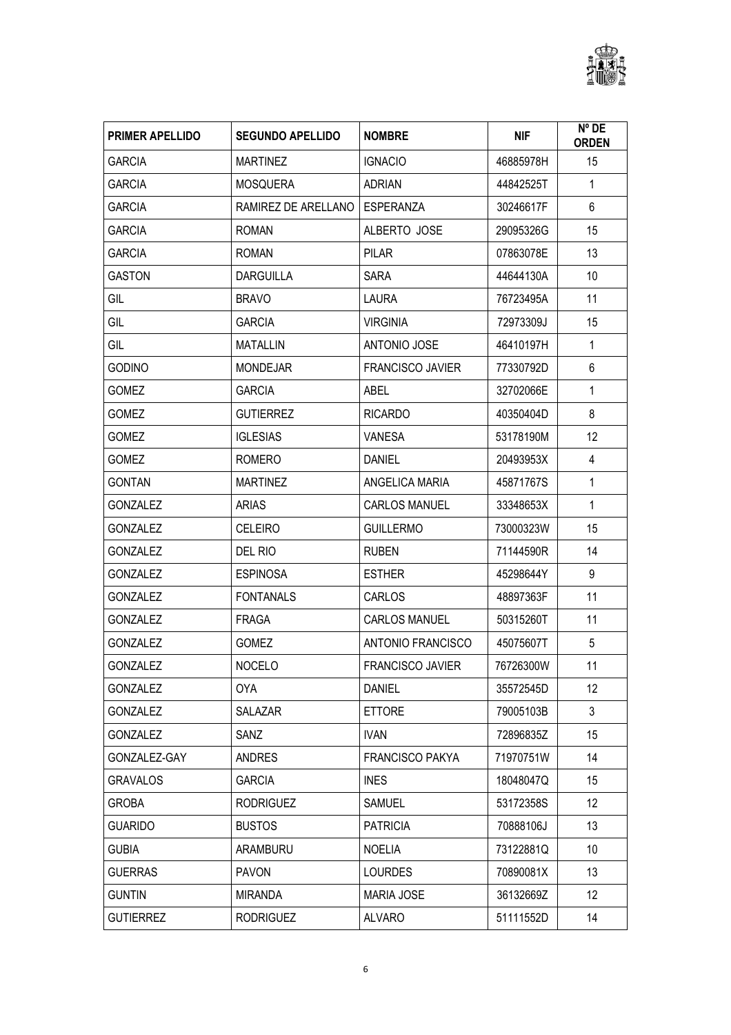| PRIMER APELLIDO | SEGUNDO APELLIDO | NOMBRE | NIF | Nº DE ORDEN |
|---|---|---|---|---|
| GARCIA | MARTINEZ | IGNACIO | 46885978H | 15 |
| GARCIA | MOSQUERA | ADRIAN | 44842525T | 1 |
| GARCIA | RAMIREZ DE ARELLANO | ESPERANZA | 30246617F | 6 |
| GARCIA | ROMAN | ALBERTO JOSE | 29095326G | 15 |
| GARCIA | ROMAN | PILAR | 07863078E | 13 |
| GASTON | DARGUILLA | SARA | 44644130A | 10 |
| GIL | BRAVO | LAURA | 76723495A | 11 |
| GIL | GARCIA | VIRGINIA | 72973309J | 15 |
| GIL | MATALLIN | ANTONIO JOSE | 46410197H | 1 |
| GODINO | MONDEJAR | FRANCISCO JAVIER | 77330792D | 6 |
| GOMEZ | GARCIA | ABEL | 32702066E | 1 |
| GOMEZ | GUTIERREZ | RICARDO | 40350404D | 8 |
| GOMEZ | IGLESIAS | VANESA | 53178190M | 12 |
| GOMEZ | ROMERO | DANIEL | 20493953X | 4 |
| GONTAN | MARTINEZ | ANGELICA MARIA | 45871767S | 1 |
| GONZALEZ | ARIAS | CARLOS MANUEL | 33348653X | 1 |
| GONZALEZ | CELEIRO | GUILLERMO | 73000323W | 15 |
| GONZALEZ | DEL RIO | RUBEN | 71144590R | 14 |
| GONZALEZ | ESPINOSA | ESTHER | 45298644Y | 9 |
| GONZALEZ | FONTANALS | CARLOS | 48897363F | 11 |
| GONZALEZ | FRAGA | CARLOS MANUEL | 50315260T | 11 |
| GONZALEZ | GOMEZ | ANTONIO FRANCISCO | 45075607T | 5 |
| GONZALEZ | NOCELO | FRANCISCO JAVIER | 76726300W | 11 |
| GONZALEZ | OYA | DANIEL | 35572545D | 12 |
| GONZALEZ | SALAZAR | ETTORE | 79005103B | 3 |
| GONZALEZ | SANZ | IVAN | 72896835Z | 15 |
| GONZALEZ-GAY | ANDRES | FRANCISCO PAKYA | 71970751W | 14 |
| GRAVALOS | GARCIA | INES | 18048047Q | 15 |
| GROBA | RODRIGUEZ | SAMUEL | 53172358S | 12 |
| GUARIDO | BUSTOS | PATRICIA | 70888106J | 13 |
| GUBIA | ARAMBURU | NOELIA | 73122881Q | 10 |
| GUERRAS | PAVON | LOURDES | 70890081X | 13 |
| GUNTIN | MIRANDA | MARIA JOSE | 36132669Z | 12 |
| GUTIERREZ | RODRIGUEZ | ALVARO | 51111552D | 14 |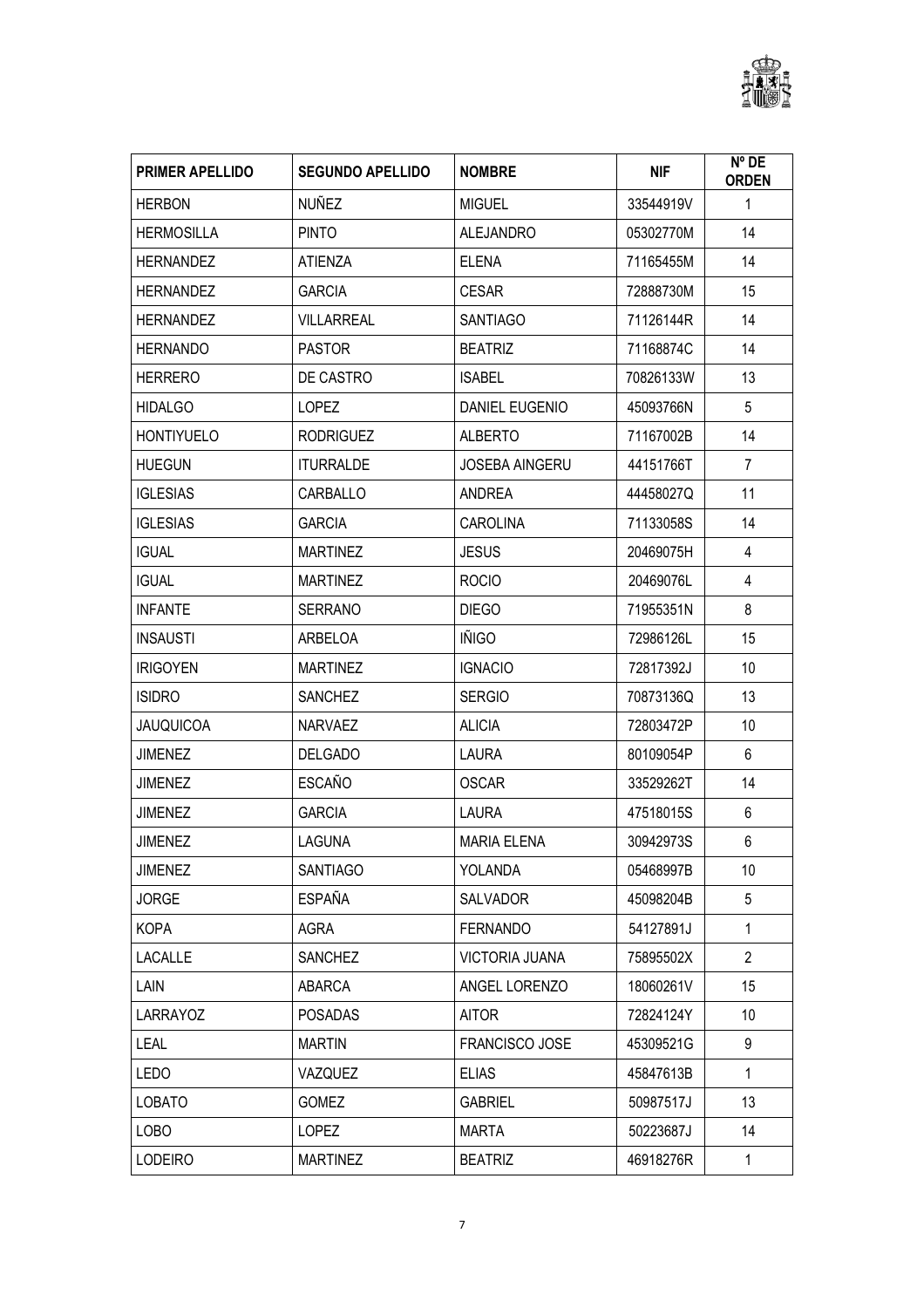| PRIMER APELLIDO | SEGUNDO APELLIDO | NOMBRE | NIF | Nº DE ORDEN |
|---|---|---|---|---|
| HERBON | NUÑEZ | MIGUEL | 33544919V | 1 |
| HERMOSILLA | PINTO | ALEJANDRO | 05302770M | 14 |
| HERNANDEZ | ATIENZA | ELENA | 71165455M | 14 |
| HERNANDEZ | GARCIA | CESAR | 72888730M | 15 |
| HERNANDEZ | VILLARREAL | SANTIAGO | 71126144R | 14 |
| HERNANDO | PASTOR | BEATRIZ | 71168874C | 14 |
| HERRERO | DE CASTRO | ISABEL | 70826133W | 13 |
| HIDALGO | LOPEZ | DANIEL EUGENIO | 45093766N | 5 |
| HONTIYUELO | RODRIGUEZ | ALBERTO | 71167002B | 14 |
| HUEGUN | ITURRALDE | JOSEBA AINGERU | 44151766T | 7 |
| IGLESIAS | CARBALLO | ANDREA | 44458027Q | 11 |
| IGLESIAS | GARCIA | CAROLINA | 71133058S | 14 |
| IGUAL | MARTINEZ | JESUS | 20469075H | 4 |
| IGUAL | MARTINEZ | ROCIO | 20469076L | 4 |
| INFANTE | SERRANO | DIEGO | 71955351N | 8 |
| INSAUSTI | ARBELOA | IÑIGO | 72986126L | 15 |
| IRIGOYEN | MARTINEZ | IGNACIO | 72817392J | 10 |
| ISIDRO | SANCHEZ | SERGIO | 70873136Q | 13 |
| JAUQUICOA | NARVAEZ | ALICIA | 72803472P | 10 |
| JIMENEZ | DELGADO | LAURA | 80109054P | 6 |
| JIMENEZ | ESCAÑO | OSCAR | 33529262T | 14 |
| JIMENEZ | GARCIA | LAURA | 47518015S | 6 |
| JIMENEZ | LAGUNA | MARIA ELENA | 30942973S | 6 |
| JIMENEZ | SANTIAGO | YOLANDA | 05468997B | 10 |
| JORGE | ESPAÑA | SALVADOR | 45098204B | 5 |
| KOPA | AGRA | FERNANDO | 54127891J | 1 |
| LACALLE | SANCHEZ | VICTORIA JUANA | 75895502X | 2 |
| LAIN | ABARCA | ANGEL LORENZO | 18060261V | 15 |
| LARRAYOZ | POSADAS | AITOR | 72824124Y | 10 |
| LEAL | MARTIN | FRANCISCO JOSE | 45309521G | 9 |
| LEDO | VAZQUEZ | ELIAS | 45847613B | 1 |
| LOBATO | GOMEZ | GABRIEL | 50987517J | 13 |
| LOBO | LOPEZ | MARTA | 50223687J | 14 |
| LODEIRO | MARTINEZ | BEATRIZ | 46918276R | 1 |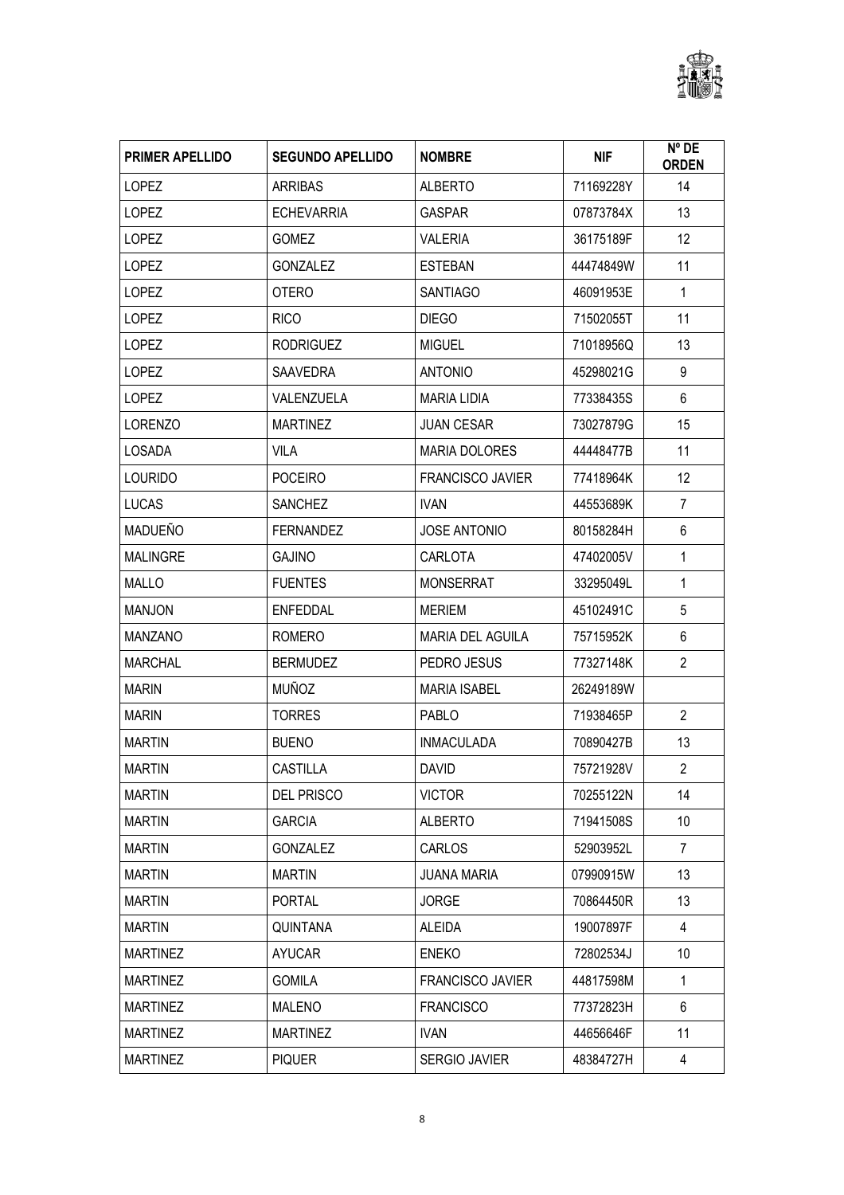| PRIMER APELLIDO | SEGUNDO APELLIDO | NOMBRE | NIF | Nº DE ORDEN |
|---|---|---|---|---|
| LOPEZ | ARRIBAS | ALBERTO | 71169228Y | 14 |
| LOPEZ | ECHEVARRIA | GASPAR | 07873784X | 13 |
| LOPEZ | GOMEZ | VALERIA | 36175189F | 12 |
| LOPEZ | GONZALEZ | ESTEBAN | 44474849W | 11 |
| LOPEZ | OTERO | SANTIAGO | 46091953E | 1 |
| LOPEZ | RICO | DIEGO | 71502055T | 11 |
| LOPEZ | RODRIGUEZ | MIGUEL | 71018956Q | 13 |
| LOPEZ | SAAVEDRA | ANTONIO | 45298021G | 9 |
| LOPEZ | VALENZUELA | MARIA LIDIA | 77338435S | 6 |
| LORENZO | MARTINEZ | JUAN CESAR | 73027879G | 15 |
| LOSADA | VILA | MARIA DOLORES | 44448477B | 11 |
| LOURIDO | POCEIRO | FRANCISCO JAVIER | 77418964K | 12 |
| LUCAS | SANCHEZ | IVAN | 44553689K | 7 |
| MADUEÑO | FERNANDEZ | JOSE ANTONIO | 80158284H | 6 |
| MALINGRE | GAJINO | CARLOTA | 47402005V | 1 |
| MALLO | FUENTES | MONSERRAT | 33295049L | 1 |
| MANJON | ENFEDDAL | MERIEM | 45102491C | 5 |
| MANZANO | ROMERO | MARIA DEL AGUILA | 75715952K | 6 |
| MARCHAL | BERMUDEZ | PEDRO JESUS | 77327148K | 2 |
| MARIN | MUÑOZ | MARIA ISABEL | 26249189W | |
| MARIN | TORRES | PABLO | 71938465P | 2 |
| MARTIN | BUENO | INMACULADA | 70890427B | 13 |
| MARTIN | CASTILLA | DAVID | 75721928V | 2 |
| MARTIN | DEL PRISCO | VICTOR | 70255122N | 14 |
| MARTIN | GARCIA | ALBERTO | 71941508S | 10 |
| MARTIN | GONZALEZ | CARLOS | 52903952L | 7 |
| MARTIN | MARTIN | JUANA MARIA | 07990915W | 13 |
| MARTIN | PORTAL | JORGE | 70864450R | 13 |
| MARTIN | QUINTANA | ALEIDA | 19007897F | 4 |
| MARTINEZ | AYUCAR | ENEKO | 72802534J | 10 |
| MARTINEZ | GOMILA | FRANCISCO JAVIER | 44817598M | 1 |
| MARTINEZ | MALENO | FRANCISCO | 77372823H | 6 |
| MARTINEZ | MARTINEZ | IVAN | 44656646F | 11 |
| MARTINEZ | PIQUER | SERGIO JAVIER | 48384727H | 4 |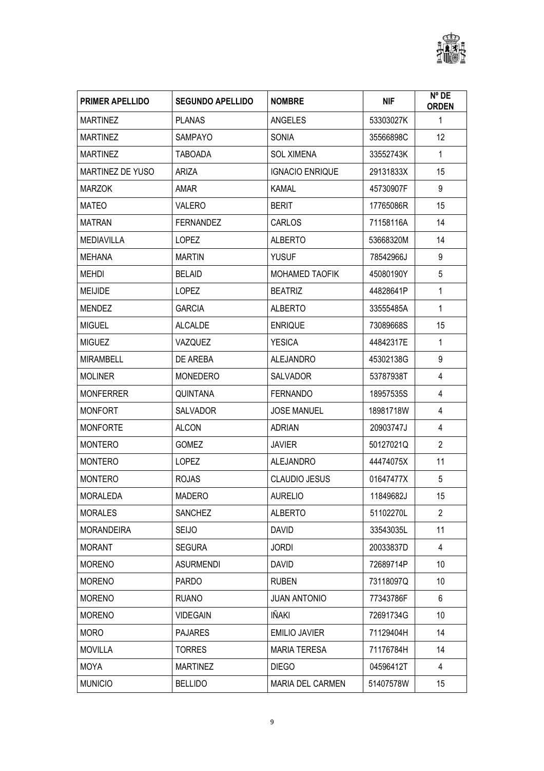| PRIMER APELLIDO | SEGUNDO APELLIDO | NOMBRE | NIF | Nº DE ORDEN |
|---|---|---|---|---|
| MARTINEZ | PLANAS | ANGELES | 53303027K | 1 |
| MARTINEZ | SAMPAYO | SONIA | 35566898C | 12 |
| MARTINEZ | TABOADA | SOL XIMENA | 33552743K | 1 |
| MARTINEZ DE YUSO | ARIZA | IGNACIO ENRIQUE | 29131833X | 15 |
| MARZOK | AMAR | KAMAL | 45730907F | 9 |
| MATEO | VALERO | BERIT | 17765086R | 15 |
| MATRAN | FERNANDEZ | CARLOS | 71158116A | 14 |
| MEDIAVILLA | LOPEZ | ALBERTO | 53668320M | 14 |
| MEHANA | MARTIN | YUSUF | 78542966J | 9 |
| MEHDI | BELAID | MOHAMED TAOFIK | 45080190Y | 5 |
| MEIJIDE | LOPEZ | BEATRIZ | 44828641P | 1 |
| MENDEZ | GARCIA | ALBERTO | 33555485A | 1 |
| MIGUEL | ALCALDE | ENRIQUE | 73089668S | 15 |
| MIGUEZ | VAZQUEZ | YESICA | 44842317E | 1 |
| MIRAMBELL | DE AREBA | ALEJANDRO | 45302138G | 9 |
| MOLINER | MONEDERO | SALVADOR | 53787938T | 4 |
| MONFERRER | QUINTANA | FERNANDO | 18957535S | 4 |
| MONFORT | SALVADOR | JOSE MANUEL | 18981718W | 4 |
| MONFORTE | ALCON | ADRIAN | 20903747J | 4 |
| MONTERO | GOMEZ | JAVIER | 50127021Q | 2 |
| MONTERO | LOPEZ | ALEJANDRO | 44474075X | 11 |
| MONTERO | ROJAS | CLAUDIO JESUS | 01647477X | 5 |
| MORALEDA | MADERO | AURELIO | 11849682J | 15 |
| MORALES | SANCHEZ | ALBERTO | 51102270L | 2 |
| MORANDEIRA | SEIJO | DAVID | 33543035L | 11 |
| MORANT | SEGURA | JORDI | 20033837D | 4 |
| MORENO | ASURMENDI | DAVID | 72689714P | 10 |
| MORENO | PARDO | RUBEN | 73118097Q | 10 |
| MORENO | RUANO | JUAN ANTONIO | 77343786F | 6 |
| MORENO | VIDEGAIN | IÑAKI | 72691734G | 10 |
| MORO | PAJARES | EMILIO JAVIER | 71129404H | 14 |
| MOVILLA | TORRES | MARIA TERESA | 71176784H | 14 |
| MOYA | MARTINEZ | DIEGO | 04596412T | 4 |
| MUNICIO | BELLIDO | MARIA DEL CARMEN | 51407578W | 15 |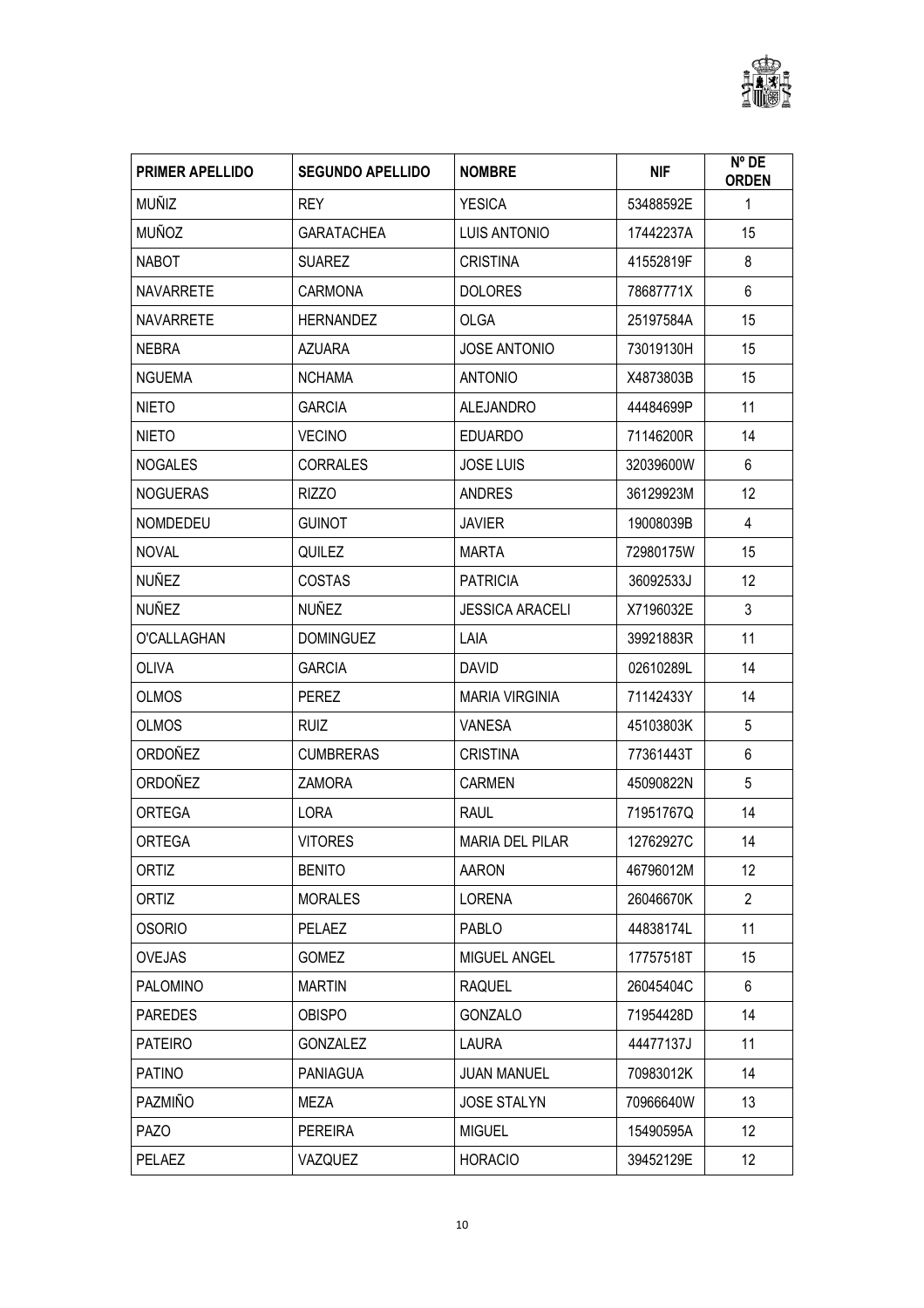| PRIMER APELLIDO | SEGUNDO APELLIDO | NOMBRE | NIF | Nº DE ORDEN |
|---|---|---|---|---|
| MUÑIZ | REY | YESICA | 53488592E | 1 |
| MUÑOZ | GARATACHEA | LUIS ANTONIO | 17442237A | 15 |
| NABOT | SUAREZ | CRISTINA | 41552819F | 8 |
| NAVARRETE | CARMONA | DOLORES | 78687771X | 6 |
| NAVARRETE | HERNANDEZ | OLGA | 25197584A | 15 |
| NEBRA | AZUARA | JOSE ANTONIO | 73019130H | 15 |
| NGUEMA | NCHAMA | ANTONIO | X4873803B | 15 |
| NIETO | GARCIA | ALEJANDRO | 44484699P | 11 |
| NIETO | VECINO | EDUARDO | 71146200R | 14 |
| NOGALES | CORRALES | JOSE LUIS | 32039600W | 6 |
| NOGUERAS | RIZZO | ANDRES | 36129923M | 12 |
| NOMDEDEU | GUINOT | JAVIER | 19008039B | 4 |
| NOVAL | QUILEZ | MARTA | 72980175W | 15 |
| NUÑEZ | COSTAS | PATRICIA | 36092533J | 12 |
| NUÑEZ | NUÑEZ | JESSICA ARACELI | X7196032E | 3 |
| O'CALLAGHAN | DOMINGUEZ | LAIA | 39921883R | 11 |
| OLIVA | GARCIA | DAVID | 02610289L | 14 |
| OLMOS | PEREZ | MARIA VIRGINIA | 71142433Y | 14 |
| OLMOS | RUIZ | VANESA | 45103803K | 5 |
| ORDOÑEZ | CUMBRERAS | CRISTINA | 77361443T | 6 |
| ORDOÑEZ | ZAMORA | CARMEN | 45090822N | 5 |
| ORTEGA | LORA | RAUL | 71951767Q | 14 |
| ORTEGA | VITORES | MARIA DEL PILAR | 12762927C | 14 |
| ORTIZ | BENITO | AARON | 46796012M | 12 |
| ORTIZ | MORALES | LORENA | 26046670K | 2 |
| OSORIO | PELAEZ | PABLO | 44838174L | 11 |
| OVEJAS | GOMEZ | MIGUEL ANGEL | 17757518T | 15 |
| PALOMINO | MARTIN | RAQUEL | 26045404C | 6 |
| PAREDES | OBISPO | GONZALO | 71954428D | 14 |
| PATEIRO | GONZALEZ | LAURA | 44477137J | 11 |
| PATINO | PANIAGUA | JUAN MANUEL | 70983012K | 14 |
| PAZMIÑO | MEZA | JOSE STALYN | 70966640W | 13 |
| PAZO | PEREIRA | MIGUEL | 15490595A | 12 |
| PELAEZ | VAZQUEZ | HORACIO | 39452129E | 12 |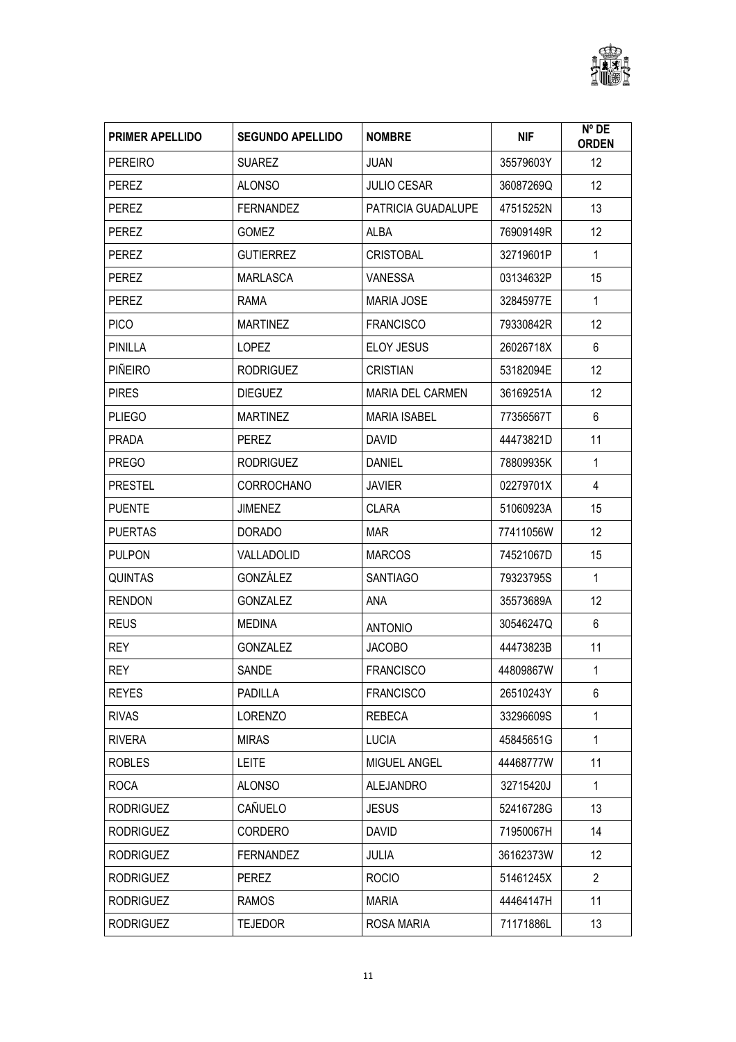| PRIMER APELLIDO | SEGUNDO APELLIDO | NOMBRE | NIF | Nº DE ORDEN |
|---|---|---|---|---|
| PEREIRO | SUAREZ | JUAN | 35579603Y | 12 |
| PEREZ | ALONSO | JULIO CESAR | 36087269Q | 12 |
| PEREZ | FERNANDEZ | PATRICIA GUADALUPE | 47515252N | 13 |
| PEREZ | GOMEZ | ALBA | 76909149R | 12 |
| PEREZ | GUTIERREZ | CRISTOBAL | 32719601P | 1 |
| PEREZ | MARLASCA | VANESSA | 03134632P | 15 |
| PEREZ | RAMA | MARIA JOSE | 32845977E | 1 |
| PICO | MARTINEZ | FRANCISCO | 79330842R | 12 |
| PINILLA | LOPEZ | ELOY JESUS | 26026718X | 6 |
| PIÑEIRO | RODRIGUEZ | CRISTIAN | 53182094E | 12 |
| PIRES | DIEGUEZ | MARIA DEL CARMEN | 36169251A | 12 |
| PLIEGO | MARTINEZ | MARIA ISABEL | 77356567T | 6 |
| PRADA | PEREZ | DAVID | 44473821D | 11 |
| PREGO | RODRIGUEZ | DANIEL | 78809935K | 1 |
| PRESTEL | CORROCHANO | JAVIER | 02279701X | 4 |
| PUENTE | JIMENEZ | CLARA | 51060923A | 15 |
| PUERTAS | DORADO | MAR | 77411056W | 12 |
| PULPON | VALLADOLID | MARCOS | 74521067D | 15 |
| QUINTAS | GONZÁLEZ | SANTIAGO | 79323795S | 1 |
| RENDON | GONZALEZ | ANA | 35573689A | 12 |
| REUS | MEDINA | ANTONIO | 30546247Q | 6 |
| REY | GONZALEZ | JACOBO | 44473823B | 11 |
| REY | SANDE | FRANCISCO | 44809867W | 1 |
| REYES | PADILLA | FRANCISCO | 26510243Y | 6 |
| RIVAS | LORENZO | REBECA | 33296609S | 1 |
| RIVERA | MIRAS | LUCIA | 45845651G | 1 |
| ROBLES | LEITE | MIGUEL ANGEL | 44468777W | 11 |
| ROCA | ALONSO | ALEJANDRO | 32715420J | 1 |
| RODRIGUEZ | CAÑUELO | JESUS | 52416728G | 13 |
| RODRIGUEZ | CORDERO | DAVID | 71950067H | 14 |
| RODRIGUEZ | FERNANDEZ | JULIA | 36162373W | 12 |
| RODRIGUEZ | PEREZ | ROCIO | 51461245X | 2 |
| RODRIGUEZ | RAMOS | MARIA | 44464147H | 11 |
| RODRIGUEZ | TEJEDOR | ROSA MARIA | 71171886L | 13 |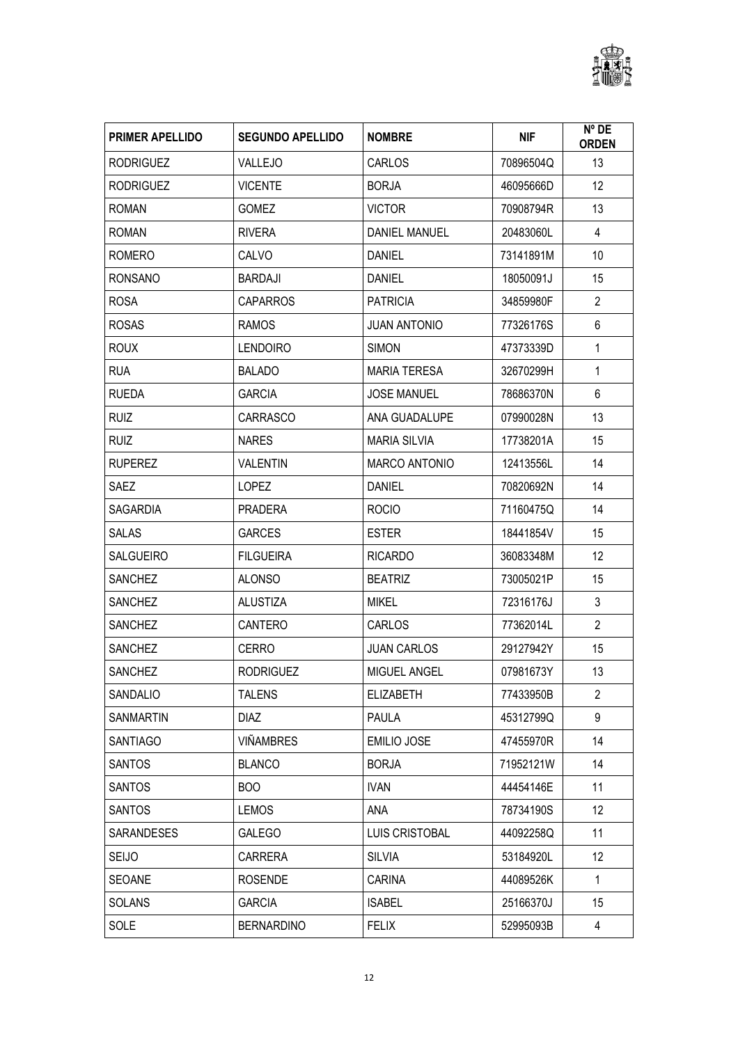| PRIMER APELLIDO | SEGUNDO APELLIDO | NOMBRE | NIF | Nº DE ORDEN |
|---|---|---|---|---|
| RODRIGUEZ | VALLEJO | CARLOS | 70896504Q | 13 |
| RODRIGUEZ | VICENTE | BORJA | 46095666D | 12 |
| ROMAN | GOMEZ | VICTOR | 70908794R | 13 |
| ROMAN | RIVERA | DANIEL MANUEL | 20483060L | 4 |
| ROMERO | CALVO | DANIEL | 73141891M | 10 |
| RONSANO | BARDAJI | DANIEL | 18050091J | 15 |
| ROSA | CAPARROS | PATRICIA | 34859980F | 2 |
| ROSAS | RAMOS | JUAN ANTONIO | 77326176S | 6 |
| ROUX | LENDOIRO | SIMON | 47373339D | 1 |
| RUA | BALADO | MARIA TERESA | 32670299H | 1 |
| RUEDA | GARCIA | JOSE MANUEL | 78686370N | 6 |
| RUIZ | CARRASCO | ANA GUADALUPE | 07990028N | 13 |
| RUIZ | NARES | MARIA SILVIA | 17738201A | 15 |
| RUPEREZ | VALENTIN | MARCO ANTONIO | 12413556L | 14 |
| SAEZ | LOPEZ | DANIEL | 70820692N | 14 |
| SAGARDIA | PRADERA | ROCIO | 71160475Q | 14 |
| SALAS | GARCES | ESTER | 18441854V | 15 |
| SALGUEIRO | FILGUEIRA | RICARDO | 36083348M | 12 |
| SANCHEZ | ALONSO | BEATRIZ | 73005021P | 15 |
| SANCHEZ | ALUSTIZA | MIKEL | 72316176J | 3 |
| SANCHEZ | CANTERO | CARLOS | 77362014L | 2 |
| SANCHEZ | CERRO | JUAN CARLOS | 29127942Y | 15 |
| SANCHEZ | RODRIGUEZ | MIGUEL ANGEL | 07981673Y | 13 |
| SANDALIO | TALENS | ELIZABETH | 77433950B | 2 |
| SANMARTIN | DIAZ | PAULA | 45312799Q | 9 |
| SANTIAGO | VIÑAMBRES | EMILIO JOSE | 47455970R | 14 |
| SANTOS | BLANCO | BORJA | 71952121W | 14 |
| SANTOS | BOO | IVAN | 44454146E | 11 |
| SANTOS | LEMOS | ANA | 78734190S | 12 |
| SARANDESES | GALEGO | LUIS CRISTOBAL | 44092258Q | 11 |
| SEIJO | CARRERA | SILVIA | 53184920L | 12 |
| SEOANE | ROSENDE | CARINA | 44089526K | 1 |
| SOLANS | GARCIA | ISABEL | 25166370J | 15 |
| SOLE | BERNARDINO | FELIX | 52995093B | 4 |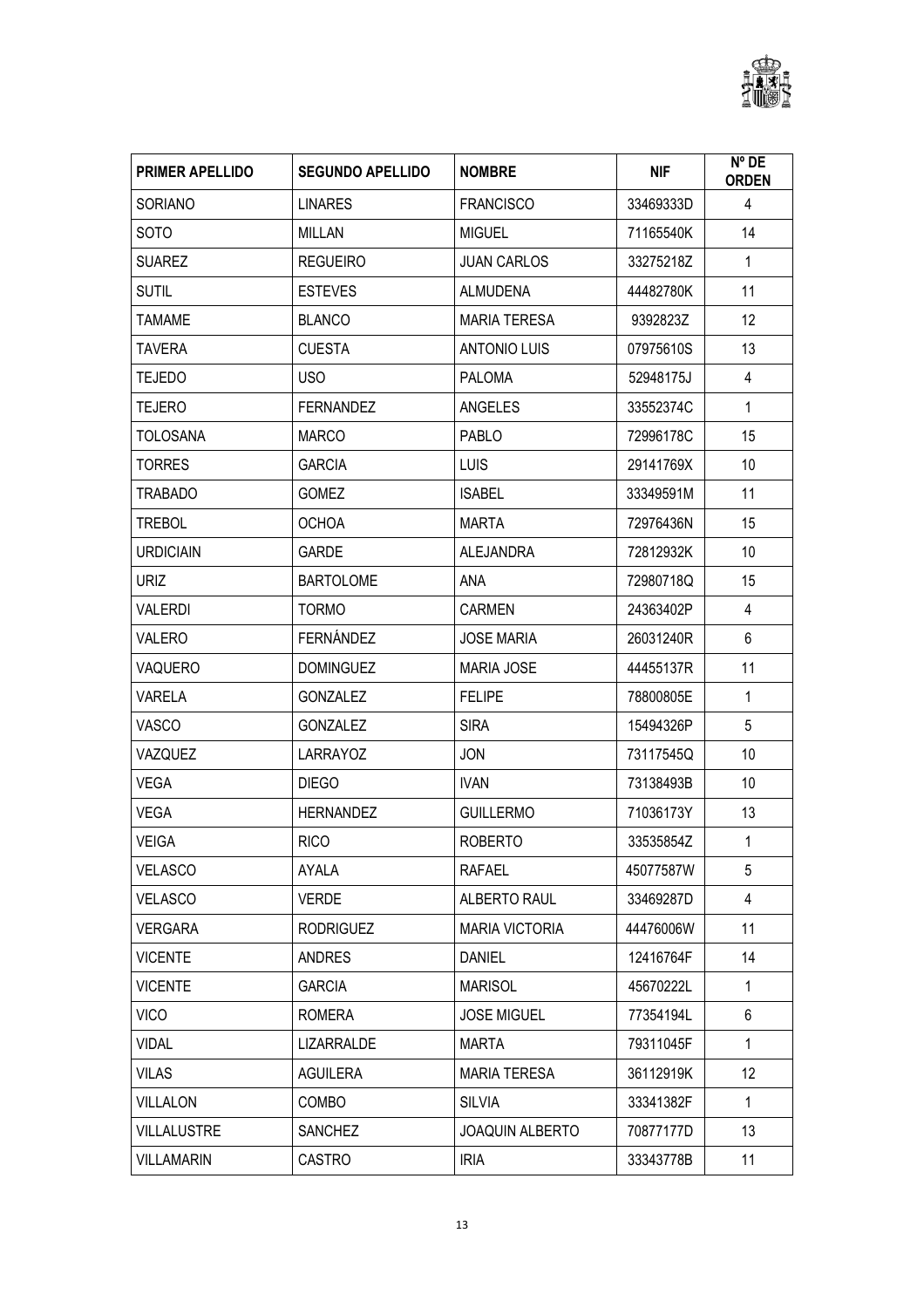| PRIMER APELLIDO | SEGUNDO APELLIDO | NOMBRE | NIF | Nº DE ORDEN |
|---|---|---|---|---|
| SORIANO | LINARES | FRANCISCO | 33469333D | 4 |
| SOTO | MILLAN | MIGUEL | 71165540K | 14 |
| SUAREZ | REGUEIRO | JUAN CARLOS | 33275218Z | 1 |
| SUTIL | ESTEVES | ALMUDENA | 44482780K | 11 |
| TAMAME | BLANCO | MARIA TERESA | 9392823Z | 12 |
| TAVERA | CUESTA | ANTONIO LUIS | 07975610S | 13 |
| TEJEDO | USO | PALOMA | 52948175J | 4 |
| TEJERO | FERNANDEZ | ANGELES | 33552374C | 1 |
| TOLOSANA | MARCO | PABLO | 72996178C | 15 |
| TORRES | GARCIA | LUIS | 29141769X | 10 |
| TRABADO | GOMEZ | ISABEL | 33349591M | 11 |
| TREBOL | OCHOA | MARTA | 72976436N | 15 |
| URDICIAIN | GARDE | ALEJANDRA | 72812932K | 10 |
| URIZ | BARTOLOME | ANA | 72980718Q | 15 |
| VALERDI | TORMO | CARMEN | 24363402P | 4 |
| VALERO | FERNÁNDEZ | JOSE MARIA | 26031240R | 6 |
| VAQUERO | DOMINGUEZ | MARIA JOSE | 44455137R | 11 |
| VARELA | GONZALEZ | FELIPE | 78800805E | 1 |
| VASCO | GONZALEZ | SIRA | 15494326P | 5 |
| VAZQUEZ | LARRAYOZ | JON | 73117545Q | 10 |
| VEGA | DIEGO | IVAN | 73138493B | 10 |
| VEGA | HERNANDEZ | GUILLERMO | 71036173Y | 13 |
| VEIGA | RICO | ROBERTO | 33535854Z | 1 |
| VELASCO | AYALA | RAFAEL | 45077587W | 5 |
| VELASCO | VERDE | ALBERTO RAUL | 33469287D | 4 |
| VERGARA | RODRIGUEZ | MARIA VICTORIA | 44476006W | 11 |
| VICENTE | ANDRES | DANIEL | 12416764F | 14 |
| VICENTE | GARCIA | MARISOL | 45670222L | 1 |
| VICO | ROMERA | JOSE MIGUEL | 77354194L | 6 |
| VIDAL | LIZARRALDE | MARTA | 79311045F | 1 |
| VILAS | AGUILERA | MARIA TERESA | 36112919K | 12 |
| VILLALON | COMBO | SILVIA | 33341382F | 1 |
| VILLALUSTRE | SANCHEZ | JOAQUIN ALBERTO | 70877177D | 13 |
| VILLAMARIN | CASTRO | IRIA | 33343778B | 11 |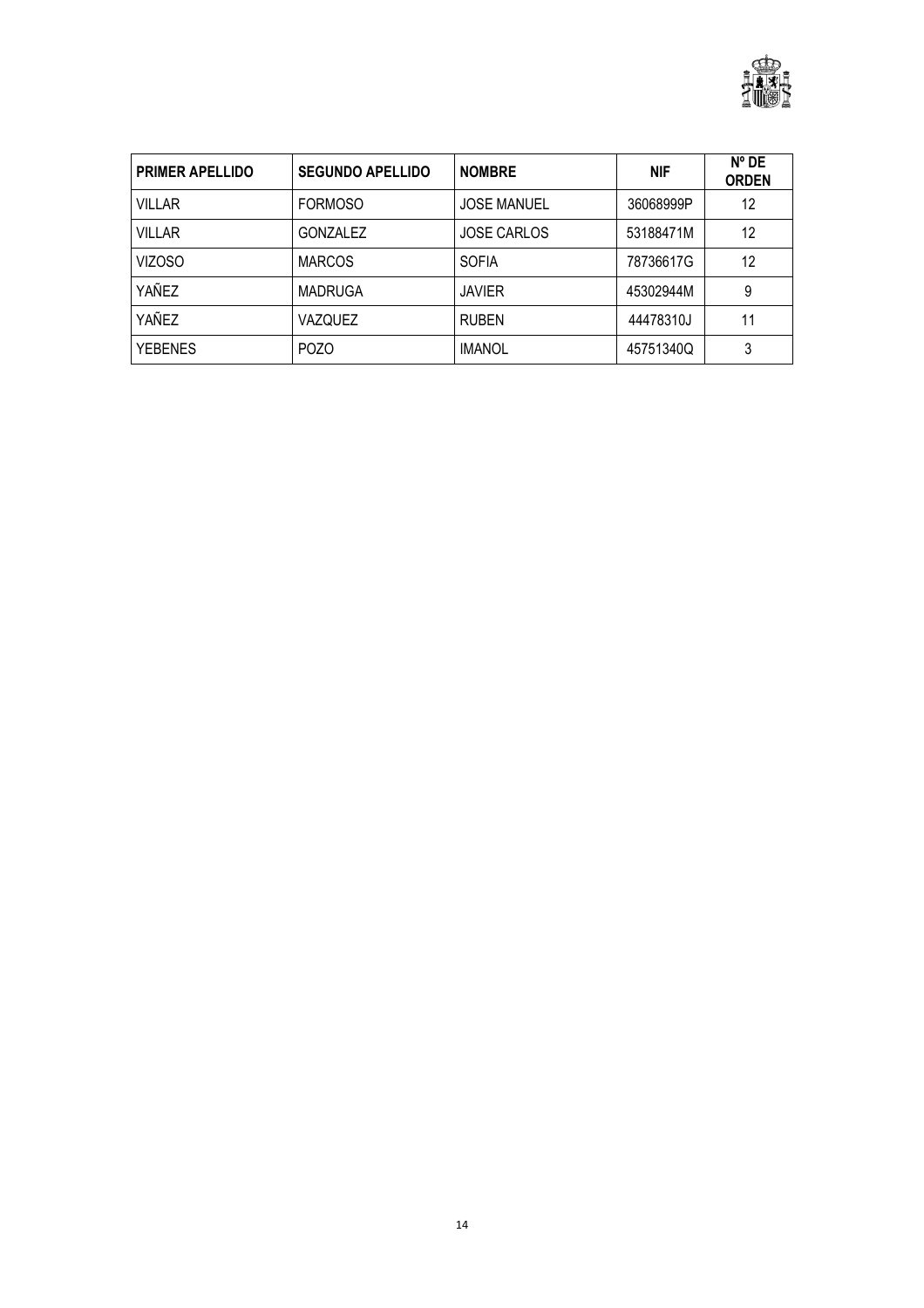| PRIMER APELLIDO | SEGUNDO APELLIDO | NOMBRE | NIF | Nº DE ORDEN |
|---|---|---|---|---|
| VILLAR | FORMOSO | JOSE MANUEL | 36068999P | 12 |
| VILLAR | GONZALEZ | JOSE CARLOS | 53188471M | 12 |
| VIZOSO | MARCOS | SOFIA | 78736617G | 12 |
| YAÑEZ | MADRUGA | JAVIER | 45302944M | 9 |
| YAÑEZ | VAZQUEZ | RUBEN | 44478310J | 11 |
| YEBENES | POZO | IMANOL | 45751340Q | 3 |